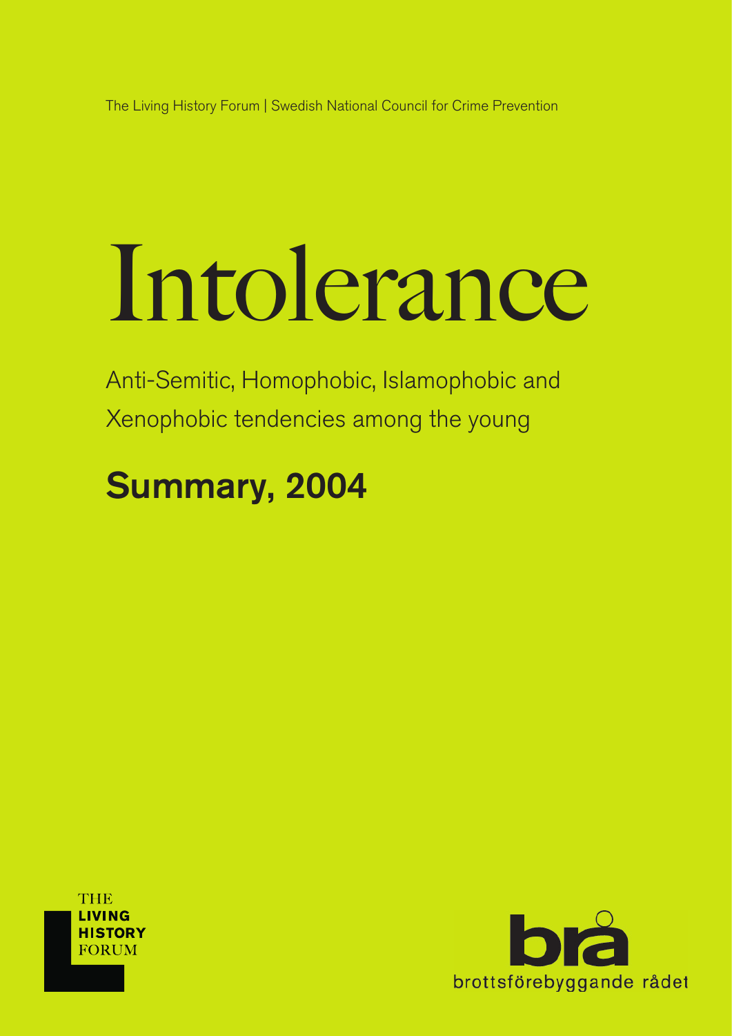The Living History Forum | Swedish National Council for Crime Prevention

# Intolerance

Anti-Semitic, Homophobic, Islamophobic and Xenophobic tendencies among the young

## Summary, 2004

THE LIVING HISTORY FORUM

brå
brottsförebyggande rådet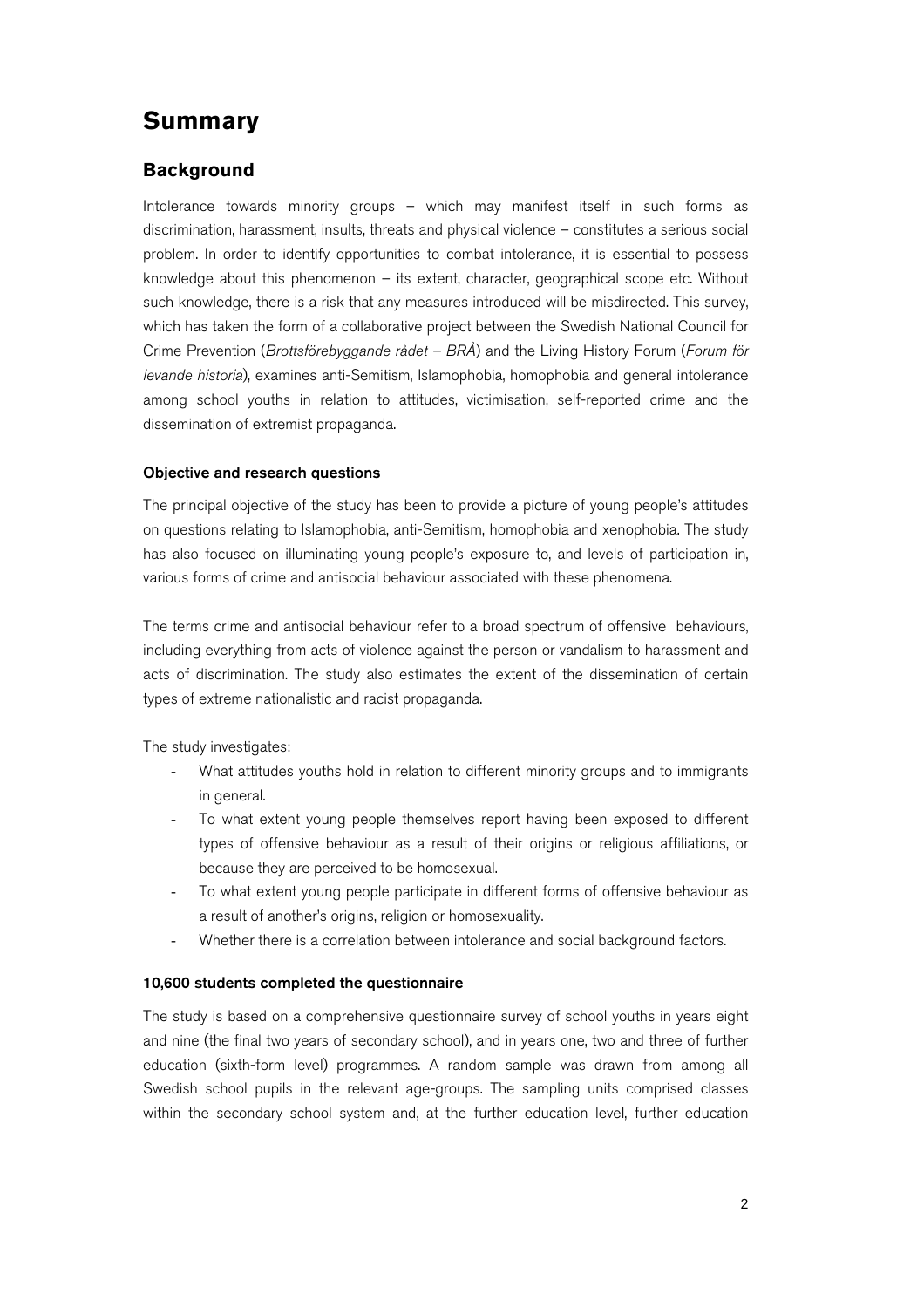# Summary

## Background

Intolerance towards minority groups – which may manifest itself in such forms as discrimination, harassment, insults, threats and physical violence – constitutes a serious social problem. In order to identify opportunities to combat intolerance, it is essential to possess knowledge about this phenomenon – its extent, character, geographical scope etc. Without such knowledge, there is a risk that any measures introduced will be misdirected. This survey, which has taken the form of a collaborative project between the Swedish National Council for Crime Prevention (*Brottsförebyggande rådet – BRÅ*) and the Living History Forum (*Forum för levande historia*), examines anti-Semitism, Islamophobia, homophobia and general intolerance among school youths in relation to attitudes, victimisation, self-reported crime and the dissemination of extremist propaganda.

### Objective and research questions

The principal objective of the study has been to provide a picture of young people's attitudes on questions relating to Islamophobia, anti-Semitism, homophobia and xenophobia. The study has also focused on illuminating young people's exposure to, and levels of participation in, various forms of crime and antisocial behaviour associated with these phenomena.

The terms crime and antisocial behaviour refer to a broad spectrum of offensive behaviours, including everything from acts of violence against the person or vandalism to harassment and acts of discrimination. The study also estimates the extent of the dissemination of certain types of extreme nationalistic and racist propaganda.

The study investigates:

- What attitudes youths hold in relation to different minority groups and to immigrants in general.
- To what extent young people themselves report having been exposed to different types of offensive behaviour as a result of their origins or religious affiliations, or because they are perceived to be homosexual.
- To what extent young people participate in different forms of offensive behaviour as a result of another's origins, religion or homosexuality.
- Whether there is a correlation between intolerance and social background factors.

### 10,600 students completed the questionnaire

The study is based on a comprehensive questionnaire survey of school youths in years eight and nine (the final two years of secondary school), and in years one, two and three of further education (sixth-form level) programmes. A random sample was drawn from among all Swedish school pupils in the relevant age-groups. The sampling units comprised classes within the secondary school system and, at the further education level, further education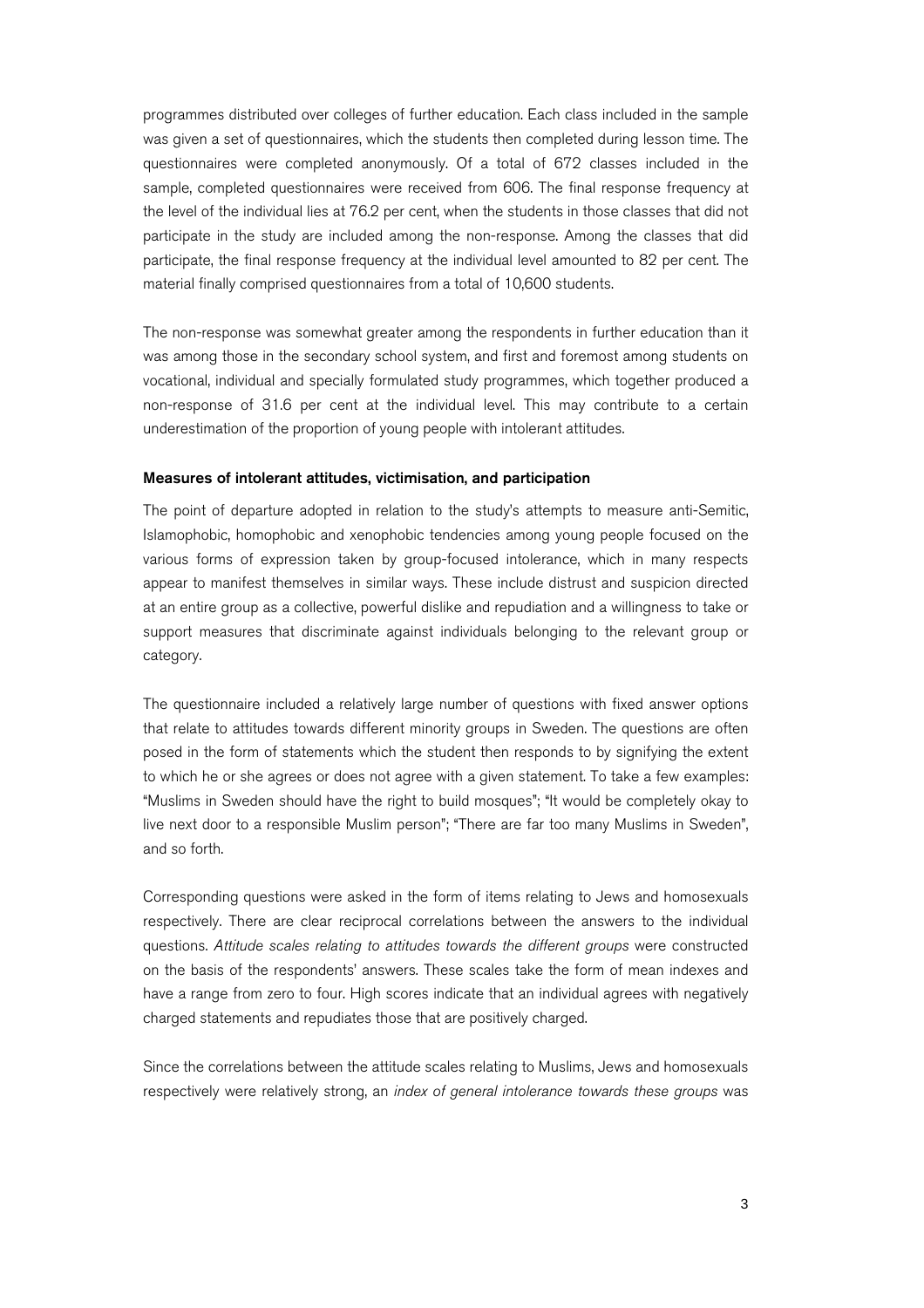programmes distributed over colleges of further education. Each class included in the sample was given a set of questionnaires, which the students then completed during lesson time. The questionnaires were completed anonymously. Of a total of 672 classes included in the sample, completed questionnaires were received from 606. The final response frequency at the level of the individual lies at 76.2 per cent, when the students in those classes that did not participate in the study are included among the non-response. Among the classes that did participate, the final response frequency at the individual level amounted to 82 per cent. The material finally comprised questionnaires from a total of 10,600 students.

The non-response was somewhat greater among the respondents in further education than it was among those in the secondary school system, and first and foremost among students on vocational, individual and specially formulated study programmes, which together produced a non-response of 31.6 per cent at the individual level. This may contribute to a certain underestimation of the proportion of young people with intolerant attitudes.

**Measures of intolerant attitudes, victimisation, and participation**

The point of departure adopted in relation to the study's attempts to measure anti-Semitic, Islamophobic, homophobic and xenophobic tendencies among young people focused on the various forms of expression taken by group-focused intolerance, which in many respects appear to manifest themselves in similar ways. These include distrust and suspicion directed at an entire group as a collective, powerful dislike and repudiation and a willingness to take or support measures that discriminate against individuals belonging to the relevant group or category.

The questionnaire included a relatively large number of questions with fixed answer options that relate to attitudes towards different minority groups in Sweden. The questions are often posed in the form of statements which the student then responds to by signifying the extent to which he or she agrees or does not agree with a given statement. To take a few examples: "Muslims in Sweden should have the right to build mosques"; "It would be completely okay to live next door to a responsible Muslim person"; "There are far too many Muslims in Sweden", and so forth.

Corresponding questions were asked in the form of items relating to Jews and homosexuals respectively. There are clear reciprocal correlations between the answers to the individual questions. *Attitude scales relating to attitudes towards the different groups* were constructed on the basis of the respondents' answers. These scales take the form of mean indexes and have a range from zero to four. High scores indicate that an individual agrees with negatively charged statements and repudiates those that are positively charged.

Since the correlations between the attitude scales relating to Muslims, Jews and homosexuals respectively were relatively strong, an *index of general intolerance towards these groups* was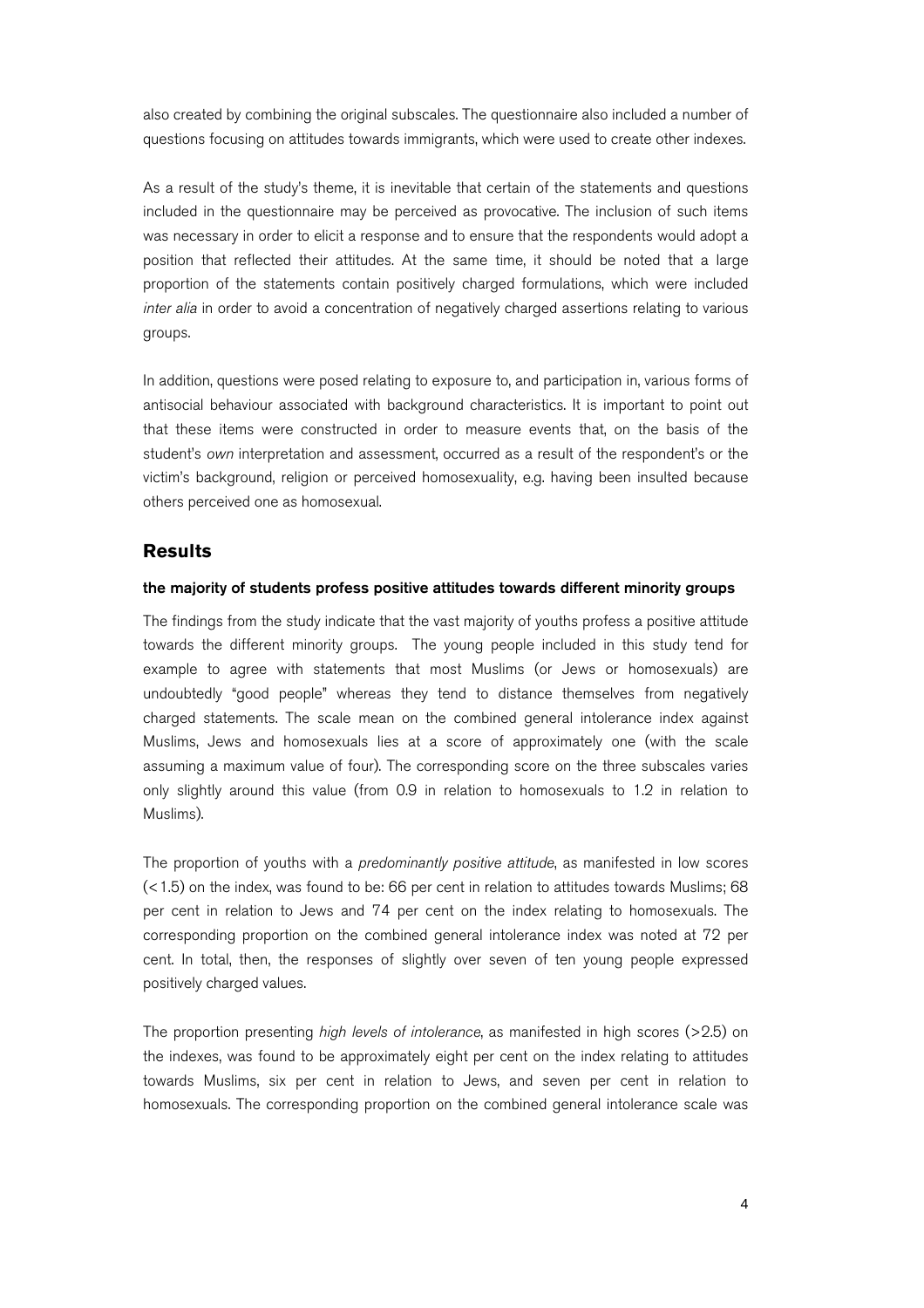also created by combining the original subscales. The questionnaire also included a number of questions focusing on attitudes towards immigrants, which were used to create other indexes.

As a result of the study's theme, it is inevitable that certain of the statements and questions included in the questionnaire may be perceived as provocative. The inclusion of such items was necessary in order to elicit a response and to ensure that the respondents would adopt a position that reflected their attitudes. At the same time, it should be noted that a large proportion of the statements contain positively charged formulations, which were included *inter alia* in order to avoid a concentration of negatively charged assertions relating to various groups.

In addition, questions were posed relating to exposure to, and participation in, various forms of antisocial behaviour associated with background characteristics. It is important to point out that these items were constructed in order to measure events that, on the basis of the student's *own* interpretation and assessment, occurred as a result of the respondent's or the victim's background, religion or perceived homosexuality, e.g. having been insulted because others perceived one as homosexual.

## Results

**the majority of students profess positive attitudes towards different minority groups**

The findings from the study indicate that the vast majority of youths profess a positive attitude towards the different minority groups. The young people included in this study tend for example to agree with statements that most Muslims (or Jews or homosexuals) are undoubtedly "good people" whereas they tend to distance themselves from negatively charged statements. The scale mean on the combined general intolerance index against Muslims, Jews and homosexuals lies at a score of approximately one (with the scale assuming a maximum value of four). The corresponding score on the three subscales varies only slightly around this value (from 0.9 in relation to homosexuals to 1.2 in relation to Muslims).

The proportion of youths with a *predominantly positive attitude*, as manifested in low scores (<1.5) on the index, was found to be: 66 per cent in relation to attitudes towards Muslims; 68 per cent in relation to Jews and 74 per cent on the index relating to homosexuals. The corresponding proportion on the combined general intolerance index was noted at 72 per cent. In total, then, the responses of slightly over seven of ten young people expressed positively charged values.

The proportion presenting *high levels of intolerance*, as manifested in high scores (>2.5) on the indexes, was found to be approximately eight per cent on the index relating to attitudes towards Muslims, six per cent in relation to Jews, and seven per cent in relation to homosexuals. The corresponding proportion on the combined general intolerance scale was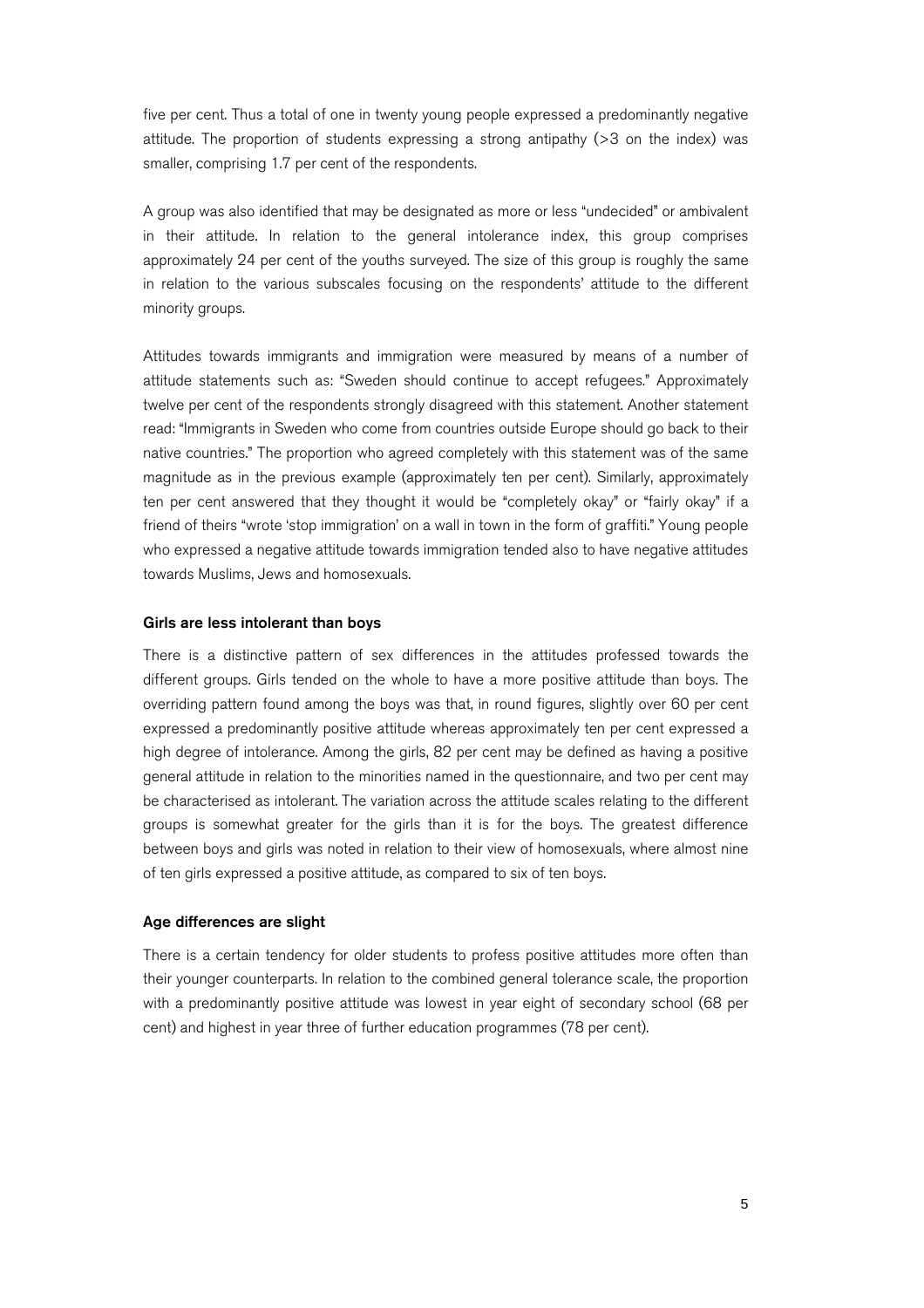five per cent. Thus a total of one in twenty young people expressed a predominantly negative attitude. The proportion of students expressing a strong antipathy (>3 on the index) was smaller, comprising 1.7 per cent of the respondents.

A group was also identified that may be designated as more or less "undecided" or ambivalent in their attitude. In relation to the general intolerance index, this group comprises approximately 24 per cent of the youths surveyed. The size of this group is roughly the same in relation to the various subscales focusing on the respondents' attitude to the different minority groups.

Attitudes towards immigrants and immigration were measured by means of a number of attitude statements such as: "Sweden should continue to accept refugees." Approximately twelve per cent of the respondents strongly disagreed with this statement. Another statement read: "Immigrants in Sweden who come from countries outside Europe should go back to their native countries." The proportion who agreed completely with this statement was of the same magnitude as in the previous example (approximately ten per cent). Similarly, approximately ten per cent answered that they thought it would be "completely okay" or "fairly okay" if a friend of theirs "wrote 'stop immigration' on a wall in town in the form of graffiti." Young people who expressed a negative attitude towards immigration tended also to have negative attitudes towards Muslims, Jews and homosexuals.

#### Girls are less intolerant than boys

There is a distinctive pattern of sex differences in the attitudes professed towards the different groups. Girls tended on the whole to have a more positive attitude than boys. The overriding pattern found among the boys was that, in round figures, slightly over 60 per cent expressed a predominantly positive attitude whereas approximately ten per cent expressed a high degree of intolerance. Among the girls, 82 per cent may be defined as having a positive general attitude in relation to the minorities named in the questionnaire, and two per cent may be characterised as intolerant. The variation across the attitude scales relating to the different groups is somewhat greater for the girls than it is for the boys. The greatest difference between boys and girls was noted in relation to their view of homosexuals, where almost nine of ten girls expressed a positive attitude, as compared to six of ten boys.

#### Age differences are slight

There is a certain tendency for older students to profess positive attitudes more often than their younger counterparts. In relation to the combined general tolerance scale, the proportion with a predominantly positive attitude was lowest in year eight of secondary school (68 per cent) and highest in year three of further education programmes (78 per cent).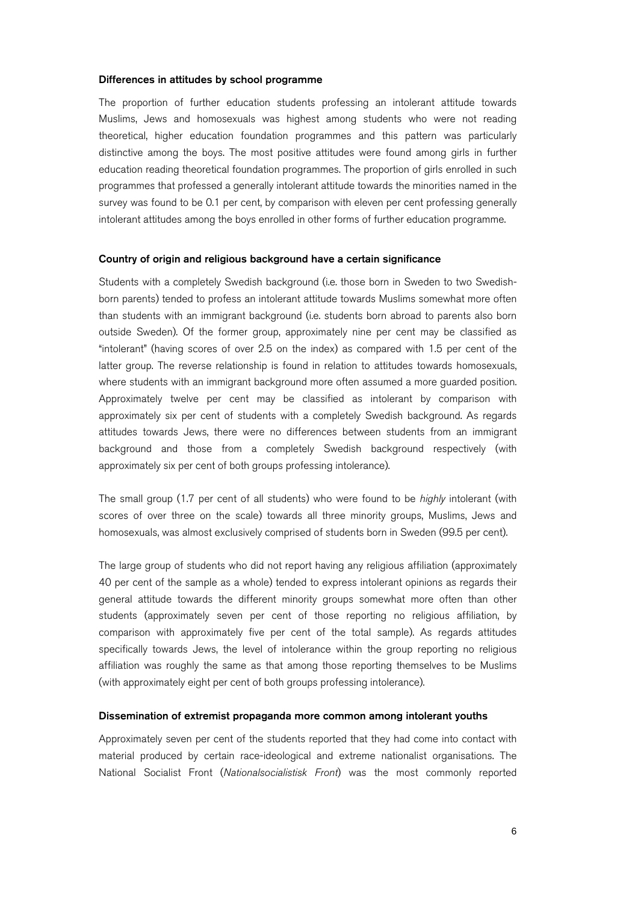### Differences in attitudes by school programme

The proportion of further education students professing an intolerant attitude towards Muslims, Jews and homosexuals was highest among students who were not reading theoretical, higher education foundation programmes and this pattern was particularly distinctive among the boys. The most positive attitudes were found among girls in further education reading theoretical foundation programmes. The proportion of girls enrolled in such programmes that professed a generally intolerant attitude towards the minorities named in the survey was found to be 0.1 per cent, by comparison with eleven per cent professing generally intolerant attitudes among the boys enrolled in other forms of further education programme.

### Country of origin and religious background have a certain significance

Students with a completely Swedish background (i.e. those born in Sweden to two Swedish-born parents) tended to profess an intolerant attitude towards Muslims somewhat more often than students with an immigrant background (i.e. students born abroad to parents also born outside Sweden). Of the former group, approximately nine per cent may be classified as "intolerant" (having scores of over 2.5 on the index) as compared with 1.5 per cent of the latter group. The reverse relationship is found in relation to attitudes towards homosexuals, where students with an immigrant background more often assumed a more guarded position. Approximately twelve per cent may be classified as intolerant by comparison with approximately six per cent of students with a completely Swedish background. As regards attitudes towards Jews, there were no differences between students from an immigrant background and those from a completely Swedish background respectively (with approximately six per cent of both groups professing intolerance).

The small group (1.7 per cent of all students) who were found to be *highly* intolerant (with scores of over three on the scale) towards all three minority groups, Muslims, Jews and homosexuals, was almost exclusively comprised of students born in Sweden (99.5 per cent).

The large group of students who did not report having any religious affiliation (approximately 40 per cent of the sample as a whole) tended to express intolerant opinions as regards their general attitude towards the different minority groups somewhat more often than other students (approximately seven per cent of those reporting no religious affiliation, by comparison with approximately five per cent of the total sample). As regards attitudes specifically towards Jews, the level of intolerance within the group reporting no religious affiliation was roughly the same as that among those reporting themselves to be Muslims (with approximately eight per cent of both groups professing intolerance).

### Dissemination of extremist propaganda more common among intolerant youths

Approximately seven per cent of the students reported that they had come into contact with material produced by certain race-ideological and extreme nationalist organisations. The National Socialist Front (*Nationalsocialistisk Front*) was the most commonly reported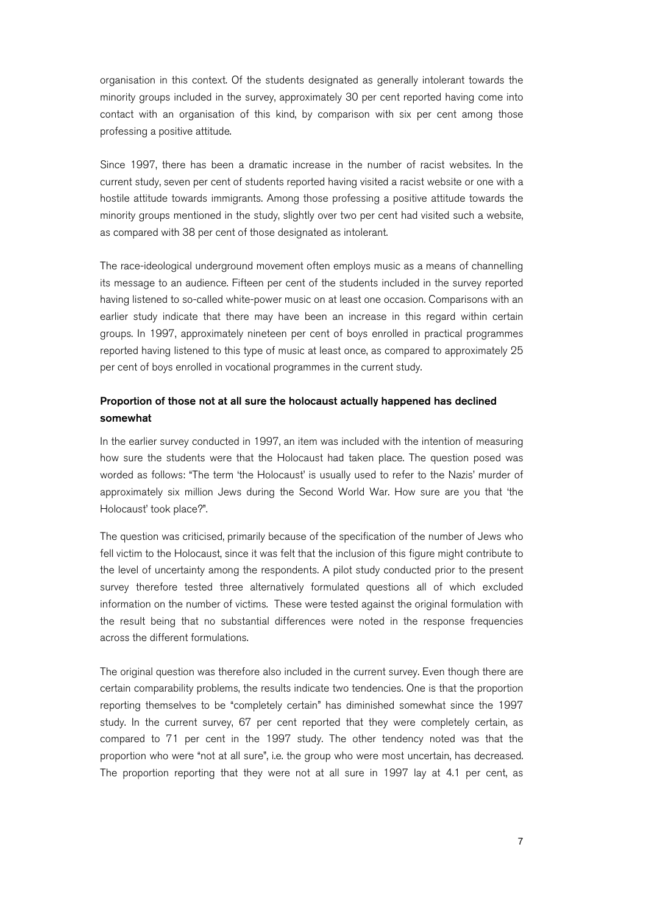organisation in this context. Of the students designated as generally intolerant towards the minority groups included in the survey, approximately 30 per cent reported having come into contact with an organisation of this kind, by comparison with six per cent among those professing a positive attitude.

Since 1997, there has been a dramatic increase in the number of racist websites. In the current study, seven per cent of students reported having visited a racist website or one with a hostile attitude towards immigrants. Among those professing a positive attitude towards the minority groups mentioned in the study, slightly over two per cent had visited such a website, as compared with 38 per cent of those designated as intolerant.

The race-ideological underground movement often employs music as a means of channelling its message to an audience. Fifteen per cent of the students included in the survey reported having listened to so-called white-power music on at least one occasion. Comparisons with an earlier study indicate that there may have been an increase in this regard within certain groups. In 1997, approximately nineteen per cent of boys enrolled in practical programmes reported having listened to this type of music at least once, as compared to approximately 25 per cent of boys enrolled in vocational programmes in the current study.

### Proportion of those not at all sure the holocaust actually happened has declined somewhat

In the earlier survey conducted in 1997, an item was included with the intention of measuring how sure the students were that the Holocaust had taken place. The question posed was worded as follows: "The term 'the Holocaust' is usually used to refer to the Nazis' murder of approximately six million Jews during the Second World War. How sure are you that 'the Holocaust' took place?".

The question was criticised, primarily because of the specification of the number of Jews who fell victim to the Holocaust, since it was felt that the inclusion of this figure might contribute to the level of uncertainty among the respondents. A pilot study conducted prior to the present survey therefore tested three alternatively formulated questions all of which excluded information on the number of victims. These were tested against the original formulation with the result being that no substantial differences were noted in the response frequencies across the different formulations.

The original question was therefore also included in the current survey. Even though there are certain comparability problems, the results indicate two tendencies. One is that the proportion reporting themselves to be "completely certain" has diminished somewhat since the 1997 study. In the current survey, 67 per cent reported that they were completely certain, as compared to 71 per cent in the 1997 study. The other tendency noted was that the proportion who were "not at all sure", i.e. the group who were most uncertain, has decreased. The proportion reporting that they were not at all sure in 1997 lay at 4.1 per cent, as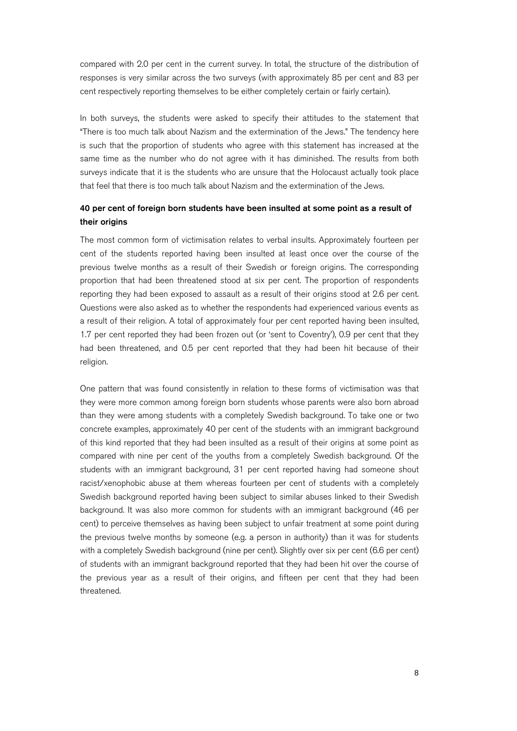compared with 2.0 per cent in the current survey. In total, the structure of the distribution of responses is very similar across the two surveys (with approximately 85 per cent and 83 per cent respectively reporting themselves to be either completely certain or fairly certain).

In both surveys, the students were asked to specify their attitudes to the statement that "There is too much talk about Nazism and the extermination of the Jews." The tendency here is such that the proportion of students who agree with this statement has increased at the same time as the number who do not agree with it has diminished. The results from both surveys indicate that it is the students who are unsure that the Holocaust actually took place that feel that there is too much talk about Nazism and the extermination of the Jews.

### 40 per cent of foreign born students have been insulted at some point as a result of their origins

The most common form of victimisation relates to verbal insults. Approximately fourteen per cent of the students reported having been insulted at least once over the course of the previous twelve months as a result of their Swedish or foreign origins. The corresponding proportion that had been threatened stood at six per cent. The proportion of respondents reporting they had been exposed to assault as a result of their origins stood at 2.6 per cent. Questions were also asked as to whether the respondents had experienced various events as a result of their religion. A total of approximately four per cent reported having been insulted, 1.7 per cent reported they had been frozen out (or 'sent to Coventry'), 0.9 per cent that they had been threatened, and 0.5 per cent reported that they had been hit because of their religion.

One pattern that was found consistently in relation to these forms of victimisation was that they were more common among foreign born students whose parents were also born abroad than they were among students with a completely Swedish background. To take one or two concrete examples, approximately 40 per cent of the students with an immigrant background of this kind reported that they had been insulted as a result of their origins at some point as compared with nine per cent of the youths from a completely Swedish background. Of the students with an immigrant background, 31 per cent reported having had someone shout racist/xenophobic abuse at them whereas fourteen per cent of students with a completely Swedish background reported having been subject to similar abuses linked to their Swedish background. It was also more common for students with an immigrant background (46 per cent) to perceive themselves as having been subject to unfair treatment at some point during the previous twelve months by someone (e.g. a person in authority) than it was for students with a completely Swedish background (nine per cent). Slightly over six per cent (6.6 per cent) of students with an immigrant background reported that they had been hit over the course of the previous year as a result of their origins, and fifteen per cent that they had been threatened.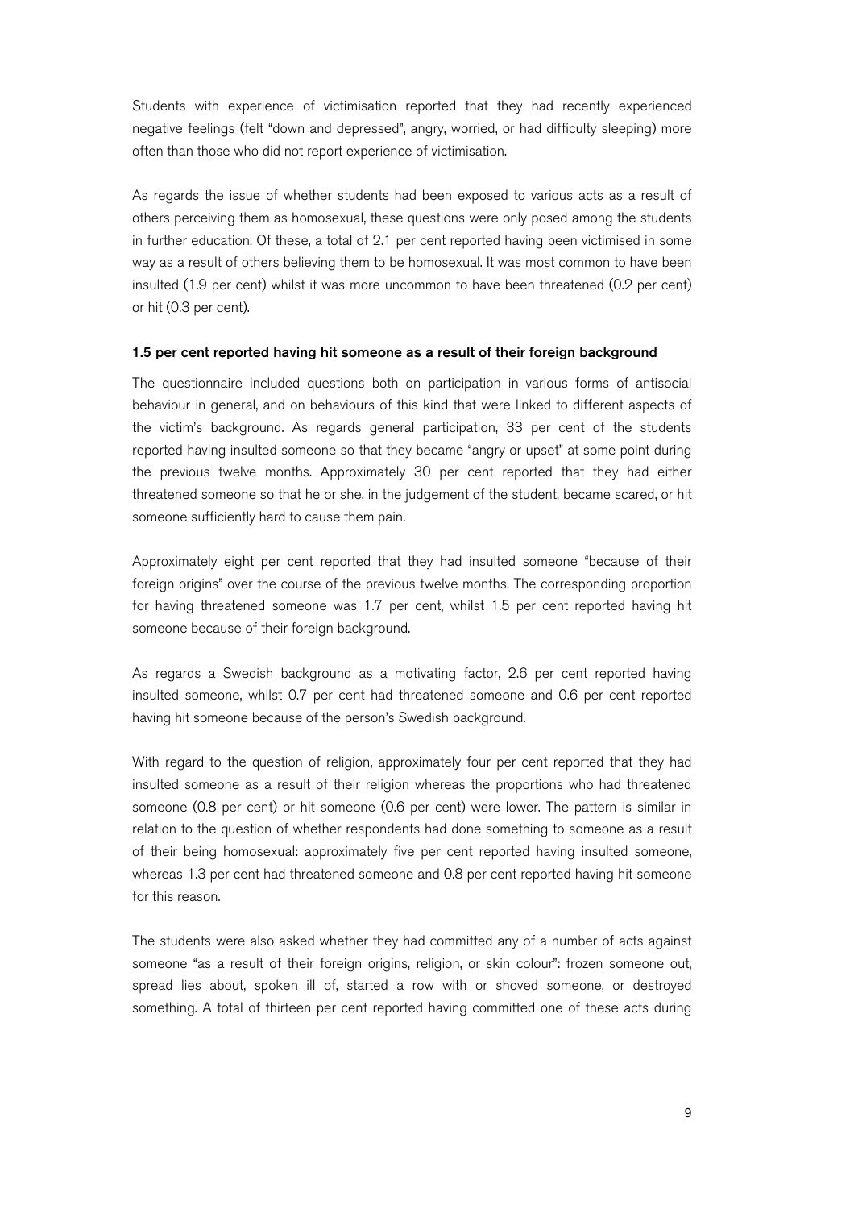Students with experience of victimisation reported that they had recently experienced negative feelings (felt "down and depressed", angry, worried, or had difficulty sleeping) more often than those who did not report experience of victimisation.

As regards the issue of whether students had been exposed to various acts as a result of others perceiving them as homosexual, these questions were only posed among the students in further education. Of these, a total of 2.1 per cent reported having been victimised in some way as a result of others believing them to be homosexual. It was most common to have been insulted (1.9 per cent) whilst it was more uncommon to have been threatened (0.2 per cent) or hit (0.3 per cent).

**1.5 per cent reported having hit someone as a result of their foreign background**

The questionnaire included questions both on participation in various forms of antisocial behaviour in general, and on behaviours of this kind that were linked to different aspects of the victim's background. As regards general participation, 33 per cent of the students reported having insulted someone so that they became "angry or upset" at some point during the previous twelve months. Approximately 30 per cent reported that they had either threatened someone so that he or she, in the judgement of the student, became scared, or hit someone sufficiently hard to cause them pain.

Approximately eight per cent reported that they had insulted someone "because of their foreign origins" over the course of the previous twelve months. The corresponding proportion for having threatened someone was 1.7 per cent, whilst 1.5 per cent reported having hit someone because of their foreign background.

As regards a Swedish background as a motivating factor, 2.6 per cent reported having insulted someone, whilst 0.7 per cent had threatened someone and 0.6 per cent reported having hit someone because of the person's Swedish background.

With regard to the question of religion, approximately four per cent reported that they had insulted someone as a result of their religion whereas the proportions who had threatened someone (0.8 per cent) or hit someone (0.6 per cent) were lower. The pattern is similar in relation to the question of whether respondents had done something to someone as a result of their being homosexual: approximately five per cent reported having insulted someone, whereas 1.3 per cent had threatened someone and 0.8 per cent reported having hit someone for this reason.

The students were also asked whether they had committed any of a number of acts against someone "as a result of their foreign origins, religion, or skin colour": frozen someone out, spread lies about, spoken ill of, started a row with or shoved someone, or destroyed something. A total of thirteen per cent reported having committed one of these acts during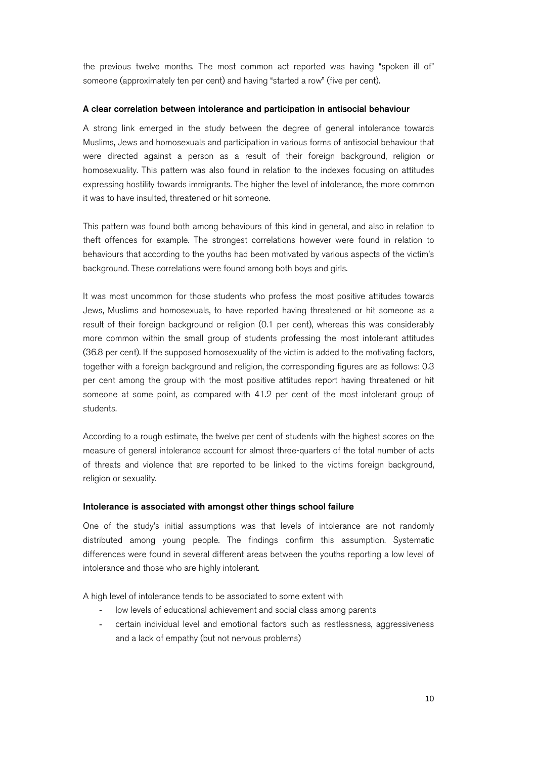the previous twelve months. The most common act reported was having "spoken ill of" someone (approximately ten per cent) and having "started a row" (five per cent).

**A clear correlation between intolerance and participation in antisocial behaviour**

A strong link emerged in the study between the degree of general intolerance towards Muslims, Jews and homosexuals and participation in various forms of antisocial behaviour that were directed against a person as a result of their foreign background, religion or homosexuality. This pattern was also found in relation to the indexes focusing on attitudes expressing hostility towards immigrants. The higher the level of intolerance, the more common it was to have insulted, threatened or hit someone.

This pattern was found both among behaviours of this kind in general, and also in relation to theft offences for example. The strongest correlations however were found in relation to behaviours that according to the youths had been motivated by various aspects of the victim's background. These correlations were found among both boys and girls.

It was most uncommon for those students who profess the most positive attitudes towards Jews, Muslims and homosexuals, to have reported having threatened or hit someone as a result of their foreign background or religion (0.1 per cent), whereas this was considerably more common within the small group of students professing the most intolerant attitudes (36.8 per cent). If the supposed homosexuality of the victim is added to the motivating factors, together with a foreign background and religion, the corresponding figures are as follows: 0.3 per cent among the group with the most positive attitudes report having threatened or hit someone at some point, as compared with 41.2 per cent of the most intolerant group of students.

According to a rough estimate, the twelve per cent of students with the highest scores on the measure of general intolerance account for almost three-quarters of the total number of acts of threats and violence that are reported to be linked to the victims foreign background, religion or sexuality.

**Intolerance is associated with amongst other things school failure**

One of the study's initial assumptions was that levels of intolerance are not randomly distributed among young people. The findings confirm this assumption. Systematic differences were found in several different areas between the youths reporting a low level of intolerance and those who are highly intolerant.

A high level of intolerance tends to be associated to some extent with

- low levels of educational achievement and social class among parents
- certain individual level and emotional factors such as restlessness, aggressiveness and a lack of empathy (but not nervous problems)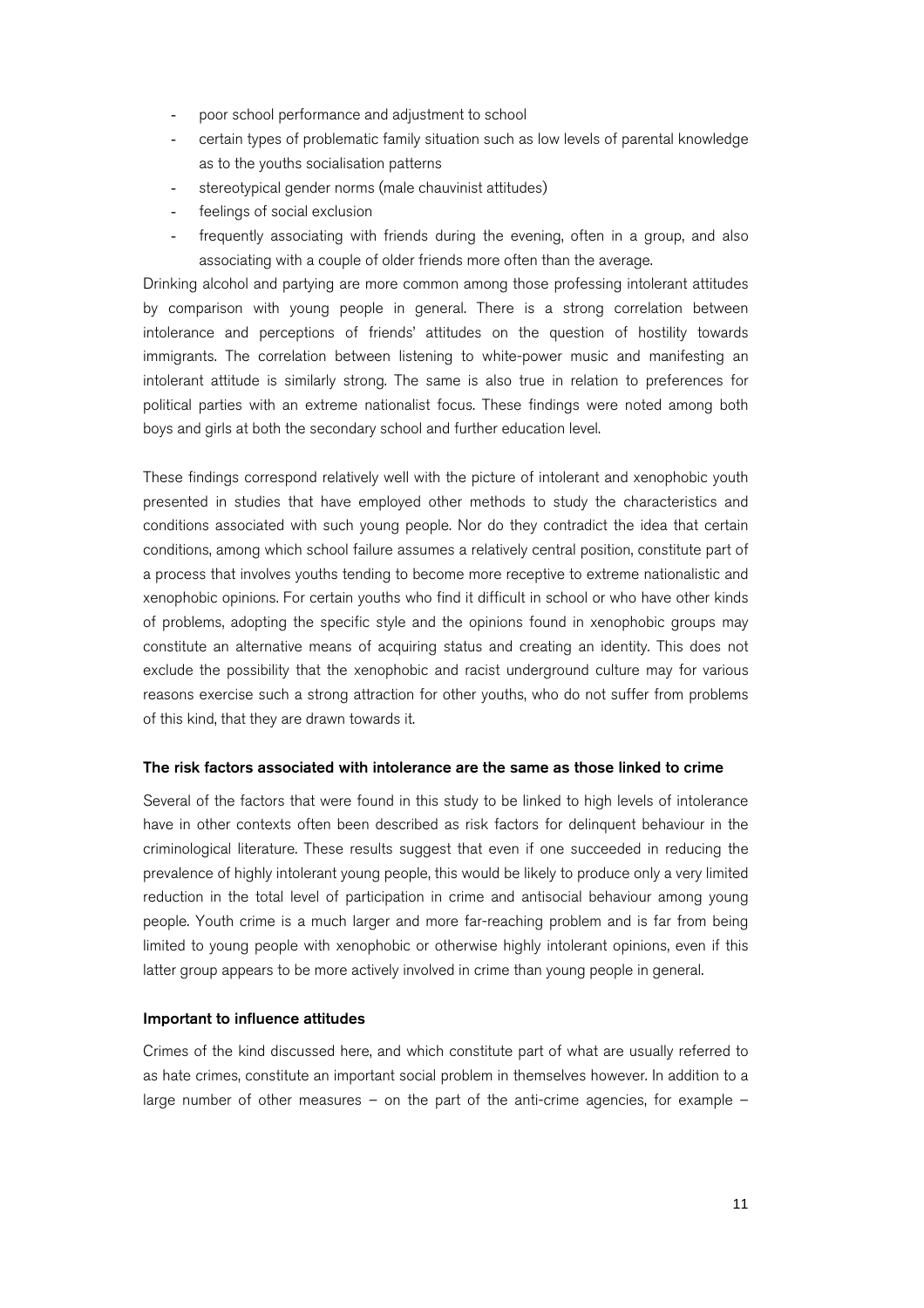- poor school performance and adjustment to school
- certain types of problematic family situation such as low levels of parental knowledge as to the youths socialisation patterns
- stereotypical gender norms (male chauvinist attitudes)
- feelings of social exclusion
- frequently associating with friends during the evening, often in a group, and also associating with a couple of older friends more often than the average.

Drinking alcohol and partying are more common among those professing intolerant attitudes by comparison with young people in general. There is a strong correlation between intolerance and perceptions of friends' attitudes on the question of hostility towards immigrants. The correlation between listening to white-power music and manifesting an intolerant attitude is similarly strong. The same is also true in relation to preferences for political parties with an extreme nationalist focus. These findings were noted among both boys and girls at both the secondary school and further education level.

These findings correspond relatively well with the picture of intolerant and xenophobic youth presented in studies that have employed other methods to study the characteristics and conditions associated with such young people. Nor do they contradict the idea that certain conditions, among which school failure assumes a relatively central position, constitute part of a process that involves youths tending to become more receptive to extreme nationalistic and xenophobic opinions. For certain youths who find it difficult in school or who have other kinds of problems, adopting the specific style and the opinions found in xenophobic groups may constitute an alternative means of acquiring status and creating an identity. This does not exclude the possibility that the xenophobic and racist underground culture may for various reasons exercise such a strong attraction for other youths, who do not suffer from problems of this kind, that they are drawn towards it.

#### The risk factors associated with intolerance are the same as those linked to crime

Several of the factors that were found in this study to be linked to high levels of intolerance have in other contexts often been described as risk factors for delinquent behaviour in the criminological literature. These results suggest that even if one succeeded in reducing the prevalence of highly intolerant young people, this would be likely to produce only a very limited reduction in the total level of participation in crime and antisocial behaviour among young people. Youth crime is a much larger and more far-reaching problem and is far from being limited to young people with xenophobic or otherwise highly intolerant opinions, even if this latter group appears to be more actively involved in crime than young people in general.

#### Important to influence attitudes

Crimes of the kind discussed here, and which constitute part of what are usually referred to as hate crimes, constitute an important social problem in themselves however. In addition to a large number of other measures – on the part of the anti-crime agencies, for example –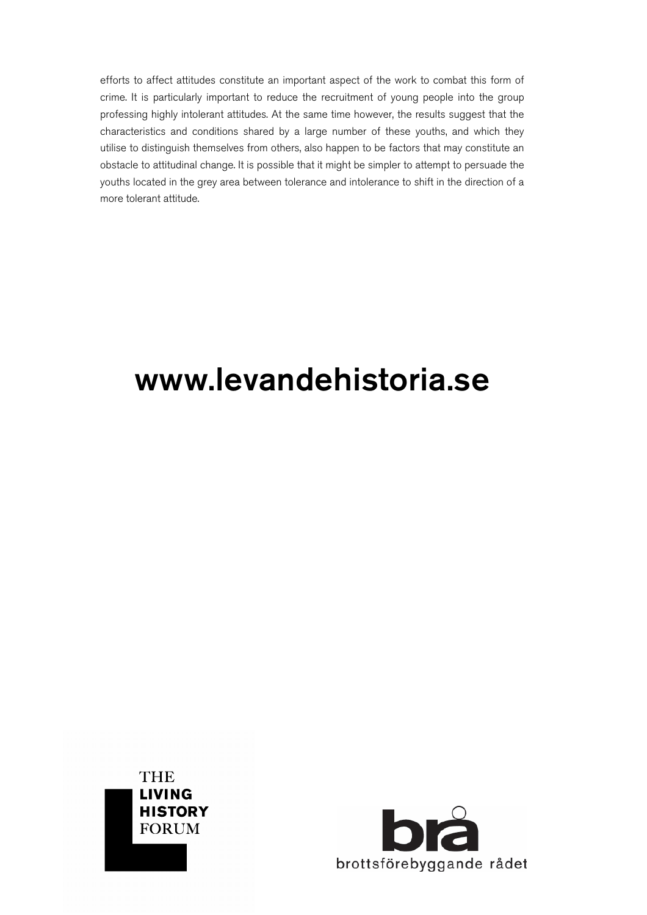efforts to affect attitudes constitute an important aspect of the work to combat this form of crime. It is particularly important to reduce the recruitment of young people into the group professing highly intolerant attitudes. At the same time however, the results suggest that the characteristics and conditions shared by a large number of these youths, and which they utilise to distinguish themselves from others, also happen to be factors that may constitute an obstacle to attitudinal change. It is possible that it might be simpler to attempt to persuade the youths located in the grey area between tolerance and intolerance to shift in the direction of a more tolerant attitude.

**www.levandehistoria.se**

THE LIVING HISTORY FORUM

brå
brottsförebyggande rådet